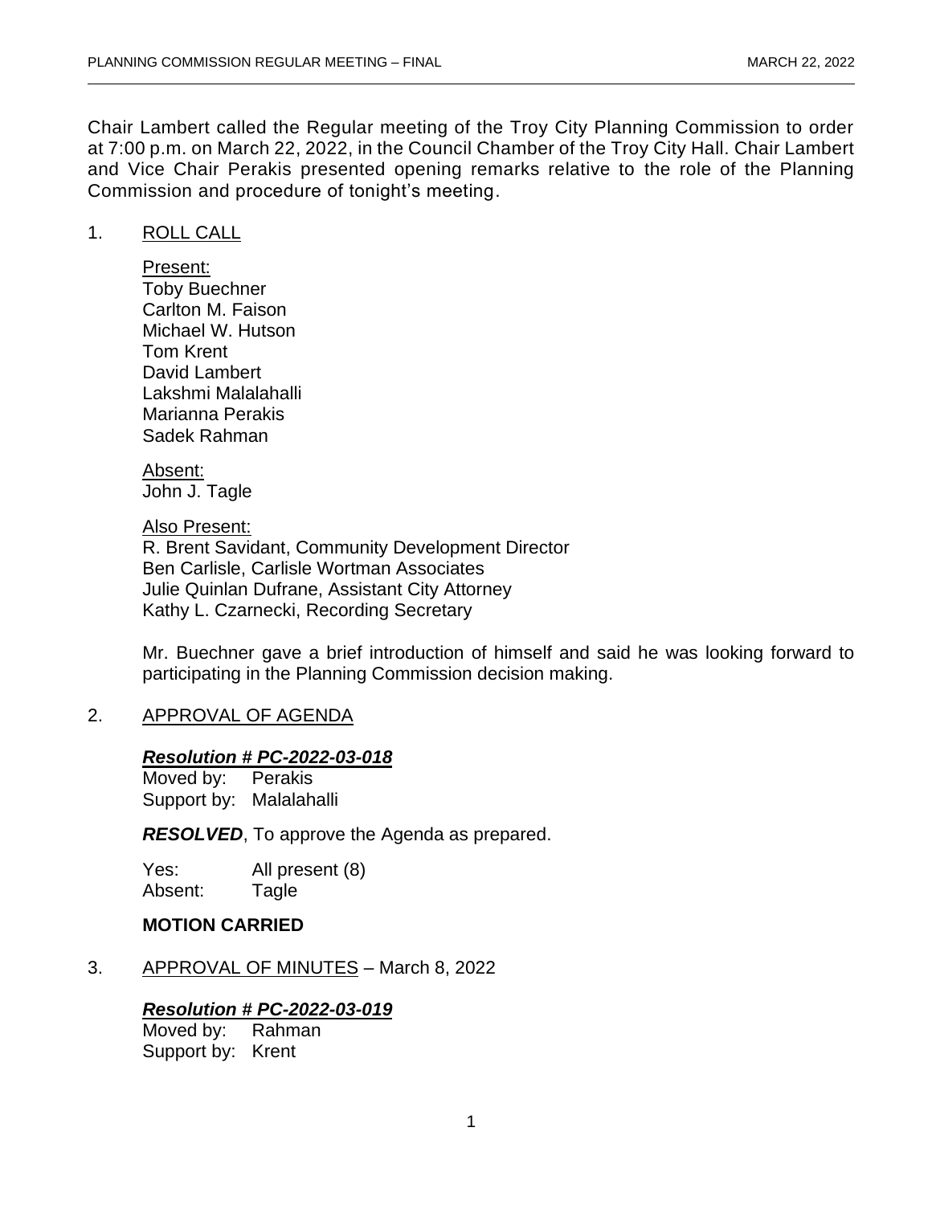Chair Lambert called the Regular meeting of the Troy City Planning Commission to order at 7:00 p.m. on March 22, 2022, in the Council Chamber of the Troy City Hall. Chair Lambert and Vice Chair Perakis presented opening remarks relative to the role of the Planning Commission and procedure of tonight's meeting.

1. ROLL CALL

   Present:
   Toby Buechner
   Carlton M. Faison
   Michael W. Hutson
   Tom Krent
   David Lambert
   Lakshmi Malalahalli
   Marianna Perakis
   Sadek Rahman

   Absent:
   John J. Tagle

   Also Present:
   R. Brent Savidant, Community Development Director
   Ben Carlisle, Carlisle Wortman Associates
   Julie Quinlan Dufrane, Assistant City Attorney
   Kathy L. Czarnecki, Recording Secretary

   Mr. Buechner gave a brief introduction of himself and said he was looking forward to participating in the Planning Commission decision making.

2. APPROVAL OF AGENDA

   ***Resolution # PC-2022-03-018***
   Moved by: Perakis
   Support by: Malalahalli

   ***RESOLVED***, To approve the Agenda as prepared.

   Yes: All present (8)
   Absent: Tagle

   **MOTION CARRIED**

3. APPROVAL OF MINUTES – March 8, 2022

   ***Resolution # PC-2022-03-019***
   Moved by: Rahman
   Support by: Krent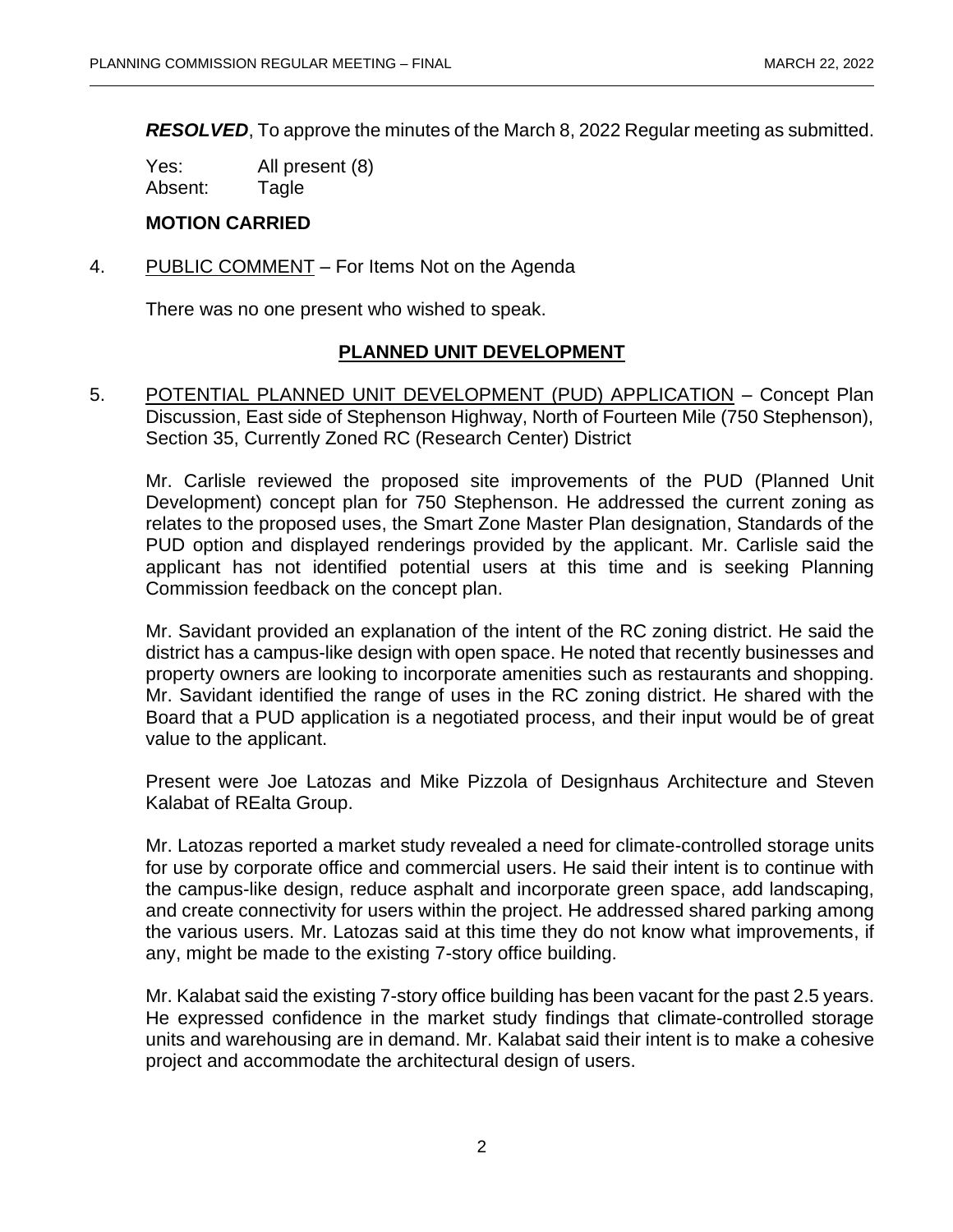***RESOLVED***, To approve the minutes of the March 8, 2022 Regular meeting as submitted.

Yes: All present (8)
Absent: Tagle

**MOTION CARRIED**

4. PUBLIC COMMENT – For Items Not on the Agenda

There was no one present who wished to speak.

## PLANNED UNIT DEVELOPMENT

5. POTENTIAL PLANNED UNIT DEVELOPMENT (PUD) APPLICATION – Concept Plan Discussion, East side of Stephenson Highway, North of Fourteen Mile (750 Stephenson), Section 35, Currently Zoned RC (Research Center) District

Mr. Carlisle reviewed the proposed site improvements of the PUD (Planned Unit Development) concept plan for 750 Stephenson. He addressed the current zoning as relates to the proposed uses, the Smart Zone Master Plan designation, Standards of the PUD option and displayed renderings provided by the applicant. Mr. Carlisle said the applicant has not identified potential users at this time and is seeking Planning Commission feedback on the concept plan.

Mr. Savidant provided an explanation of the intent of the RC zoning district. He said the district has a campus-like design with open space. He noted that recently businesses and property owners are looking to incorporate amenities such as restaurants and shopping. Mr. Savidant identified the range of uses in the RC zoning district. He shared with the Board that a PUD application is a negotiated process, and their input would be of great value to the applicant.

Present were Joe Latozas and Mike Pizzola of Designhaus Architecture and Steven Kalabat of REalta Group.

Mr. Latozas reported a market study revealed a need for climate-controlled storage units for use by corporate office and commercial users. He said their intent is to continue with the campus-like design, reduce asphalt and incorporate green space, add landscaping, and create connectivity for users within the project. He addressed shared parking among the various users. Mr. Latozas said at this time they do not know what improvements, if any, might be made to the existing 7-story office building.

Mr. Kalabat said the existing 7-story office building has been vacant for the past 2.5 years. He expressed confidence in the market study findings that climate-controlled storage units and warehousing are in demand. Mr. Kalabat said their intent is to make a cohesive project and accommodate the architectural design of users.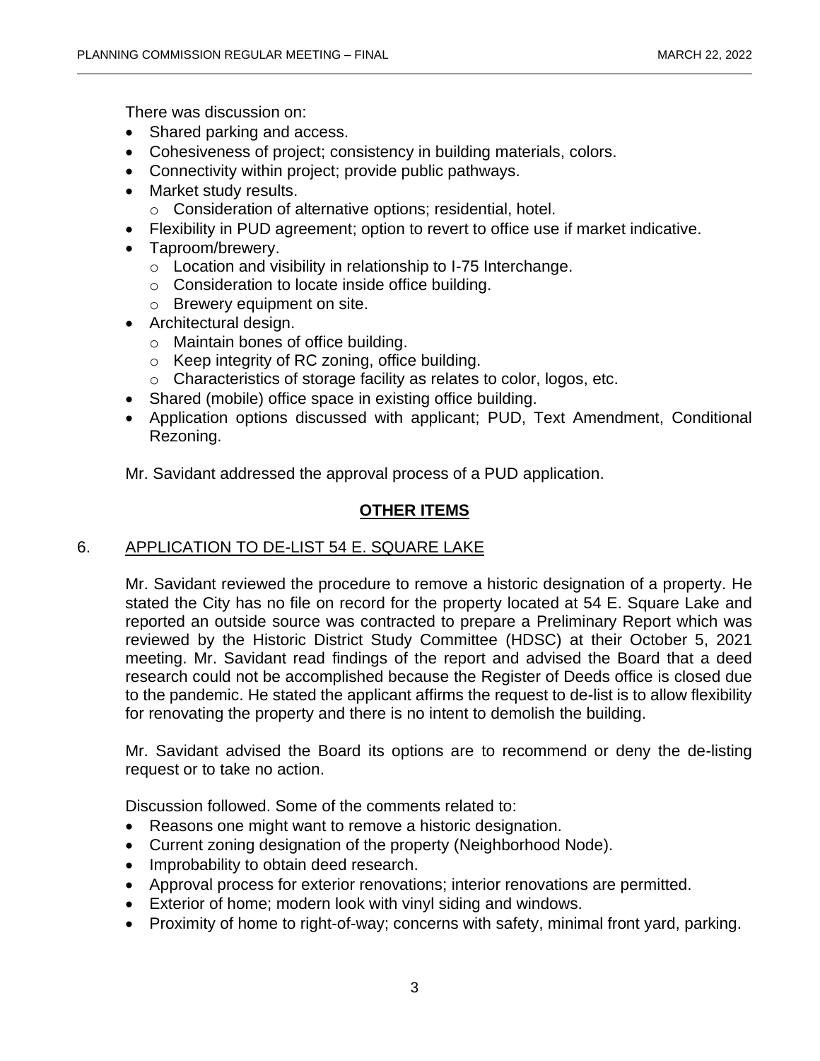There was discussion on:

- Shared parking and access.
- Cohesiveness of project; consistency in building materials, colors.
- Connectivity within project; provide public pathways.
- Market study results.
  - Consideration of alternative options; residential, hotel.
- Flexibility in PUD agreement; option to revert to office use if market indicative.
- Taproom/brewery.
  - Location and visibility in relationship to I-75 Interchange.
  - Consideration to locate inside office building.
  - Brewery equipment on site.
- Architectural design.
  - Maintain bones of office building.
  - Keep integrity of RC zoning, office building.
  - Characteristics of storage facility as relates to color, logos, etc.
- Shared (mobile) office space in existing office building.
- Application options discussed with applicant; PUD, Text Amendment, Conditional Rezoning.

Mr. Savidant addressed the approval process of a PUD application.

## OTHER ITEMS

### 6. APPLICATION TO DE-LIST 54 E. SQUARE LAKE

Mr. Savidant reviewed the procedure to remove a historic designation of a property. He stated the City has no file on record for the property located at 54 E. Square Lake and reported an outside source was contracted to prepare a Preliminary Report which was reviewed by the Historic District Study Committee (HDSC) at their October 5, 2021 meeting. Mr. Savidant read findings of the report and advised the Board that a deed research could not be accomplished because the Register of Deeds office is closed due to the pandemic. He stated the applicant affirms the request to de-list is to allow flexibility for renovating the property and there is no intent to demolish the building.

Mr. Savidant advised the Board its options are to recommend or deny the de-listing request or to take no action.

Discussion followed. Some of the comments related to:

- Reasons one might want to remove a historic designation.
- Current zoning designation of the property (Neighborhood Node).
- Improbability to obtain deed research.
- Approval process for exterior renovations; interior renovations are permitted.
- Exterior of home; modern look with vinyl siding and windows.
- Proximity of home to right-of-way; concerns with safety, minimal front yard, parking.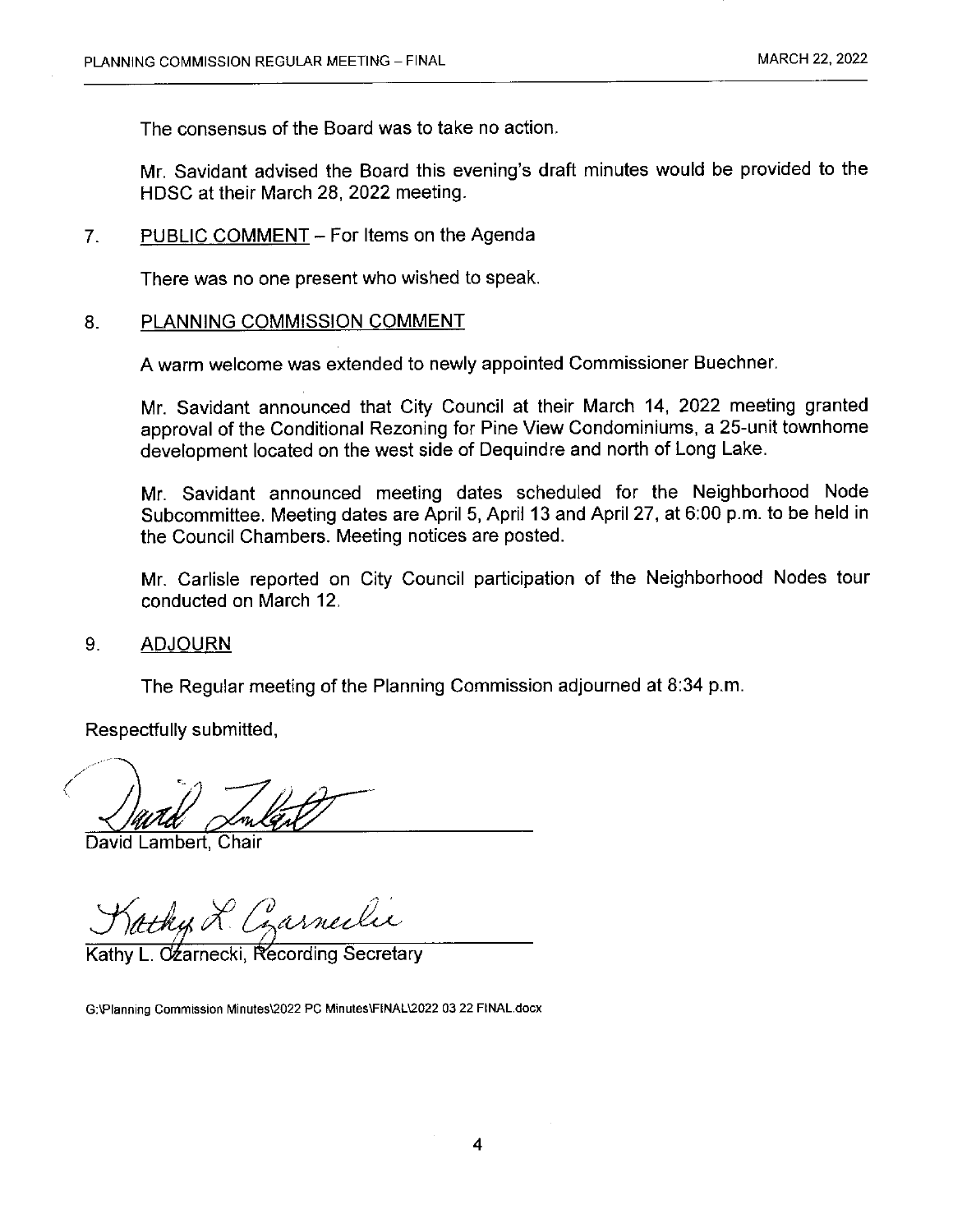The consensus of the Board was to take no action.

Mr. Savidant advised the Board this evening's draft minutes would be provided to the HDSC at their March 28, 2022 meeting.

7. PUBLIC COMMENT – For Items on the Agenda

There was no one present who wished to speak.

8. PLANNING COMMISSION COMMENT

A warm welcome was extended to newly appointed Commissioner Buechner.

Mr. Savidant announced that City Council at their March 14, 2022 meeting granted approval of the Conditional Rezoning for Pine View Condominiums, a 25-unit townhome development located on the west side of Dequindre and north of Long Lake.

Mr. Savidant announced meeting dates scheduled for the Neighborhood Node Subcommittee. Meeting dates are April 5, April 13 and April 27, at 6:00 p.m. to be held in the Council Chambers. Meeting notices are posted.

Mr. Carlisle reported on City Council participation of the Neighborhood Nodes tour conducted on March 12.

9. ADJOURN

The Regular meeting of the Planning Commission adjourned at 8:34 p.m.

Respectfully submitted,

David Lambert, Chair

Kathy L. Czarnecki, Recording Secretary

G:\Planning Commission Minutes\2022 PC Minutes\FINAL\2022 03 22 FINAL.docx